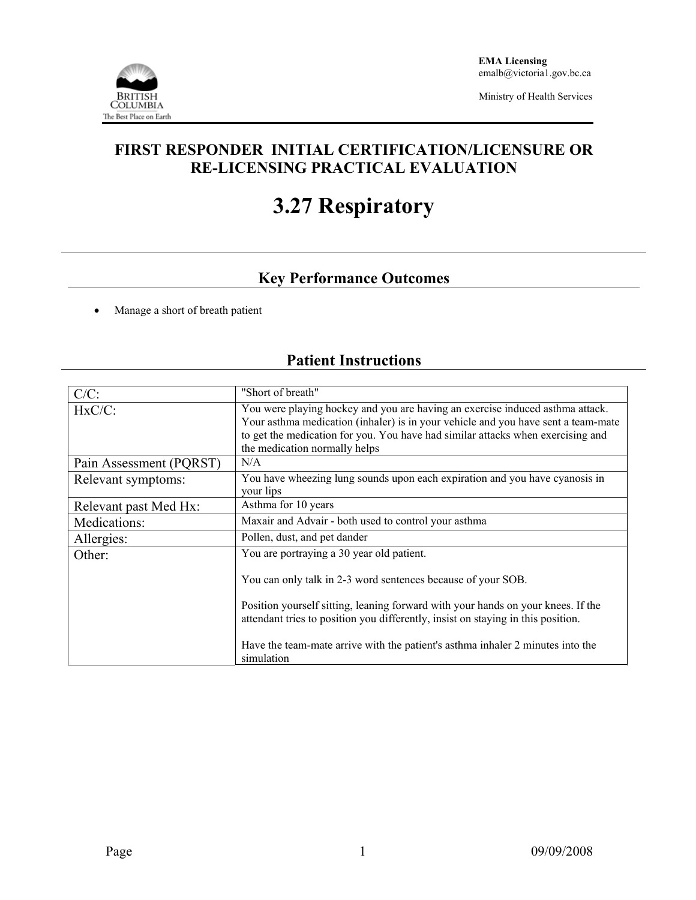**EMA Licensing**
emalb@victoria1.gov.bc.ca

Ministry of Health Services

# FIRST RESPONDER INITIAL CERTIFICATION/LICENSURE OR RE-LICENSING PRACTICAL EVALUATION

# 3.27 Respiratory

## Key Performance Outcomes

- Manage a short of breath patient

## Patient Instructions

| | |
|---|---|
| C/C: | "Short of breath" |
| HxC/C: | You were playing hockey and you are having an exercise induced asthma attack. Your asthma medication (inhaler) is in your vehicle and you have sent a team-mate to get the medication for you. You have had similar attacks when exercising and the medication normally helps |
| Pain Assessment (PQRST) | N/A |
| Relevant symptoms: | You have wheezing lung sounds upon each expiration and you have cyanosis in your lips |
| Relevant past Med Hx: | Asthma for 10 years |
| Medications: | Maxair and Advair - both used to control your asthma |
| Allergies: | Pollen, dust, and pet dander |
| Other: | You are portraying a 30 year old patient.<br><br>You can only talk in 2-3 word sentences because of your SOB.<br><br>Position yourself sitting, leaning forward with your hands on your knees. If the attendant tries to position you differently, insist on staying in this position.<br><br>Have the team-mate arrive with the patient's asthma inhaler 2 minutes into the simulation |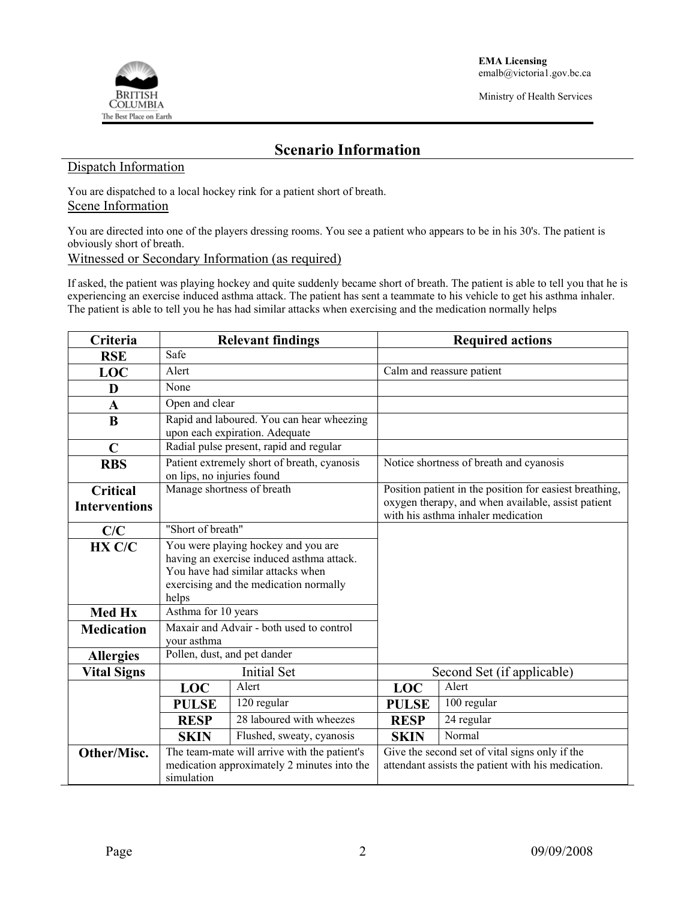EMA Licensing
emalb@victoria1.gov.bc.ca

Ministry of Health Services

# Scenario Information

## Dispatch Information

You are dispatched to a local hockey rink for a patient short of breath.

## Scene Information

You are directed into one of the players dressing rooms. You see a patient who appears to be in his 30's. The patient is obviously short of breath.

## Witnessed or Secondary Information (as required)

If asked, the patient was playing hockey and quite suddenly became short of breath. The patient is able to tell you that he is experiencing an exercise induced asthma attack. The patient has sent a teammate to his vehicle to get his asthma inhaler. The patient is able to tell you he has had similar attacks when exercising and the medication normally helps

| Criteria | Relevant findings | | Required actions | |
|---|---|---|---|---|
| **RSE** | Safe | | | |
| **LOC** | Alert | | Calm and reassure patient | |
| **D** | None | | | |
| **A** | Open and clear | | | |
| **B** | Rapid and laboured. You can hear wheezing upon each expiration. Adequate | | | |
| **C** | Radial pulse present, rapid and regular | | | |
| **RBS** | Patient extremely short of breath, cyanosis on lips, no injuries found | | Notice shortness of breath and cyanosis | |
| **Critical Interventions** | Manage shortness of breath | | Position patient in the position for easiest breathing, oxygen therapy, and when available, assist patient with his asthma inhaler medication | |
| **C/C** | "Short of breath" | | | |
| **HX C/C** | You were playing hockey and you are having an exercise induced asthma attack. You have had similar attacks when exercising and the medication normally helps | | | |
| **Med Hx** | Asthma for 10 years | | | |
| **Medication** | Maxair and Advair - both used to control your asthma | | | |
| **Allergies** | Pollen, dust, and pet dander | | | |
| **Vital Signs** | Initial Set | | Second Set (if applicable) | |
| | **LOC** | Alert | **LOC** | Alert |
| | **PULSE** | 120 regular | **PULSE** | 100 regular |
| | **RESP** | 28 laboured with wheezes | **RESP** | 24 regular |
| | **SKIN** | Flushed, sweaty, cyanosis | **SKIN** | Normal |
| **Other/Misc.** | The team-mate will arrive with the patient's medication approximately 2 minutes into the simulation | | Give the second set of vital signs only if the attendant assists the patient with his medication. | |